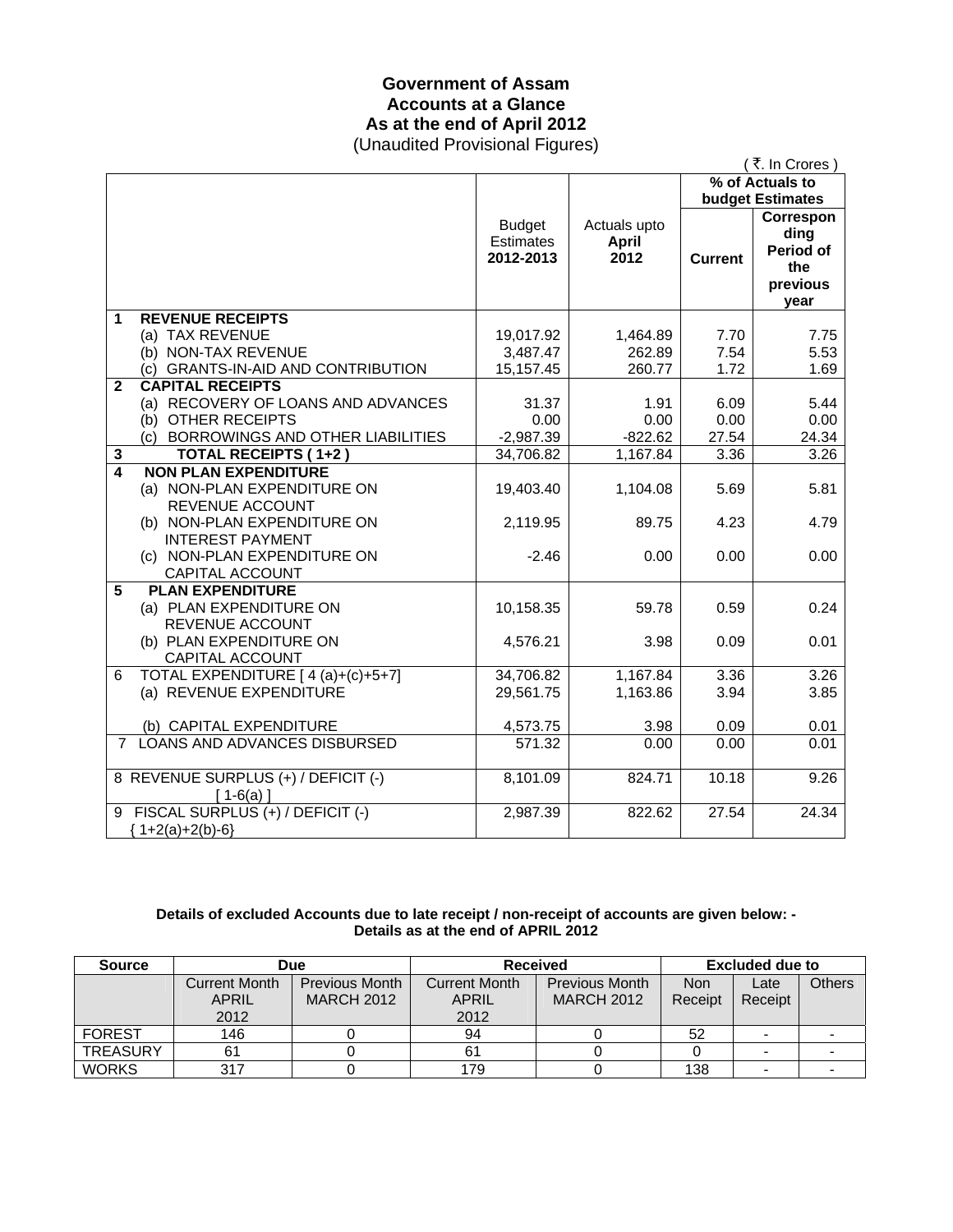# Government of Assam
## Accounts at a Glance
## As at the end of April 2012
(Unaudited Provisional Figures)

( ₹. In Crores )

| | | Budget Estimates 2012-2013 | Actuals upto **April** 2012 | % of Actuals to budget Estimates | |
|---|---|---|---|---|---|
| | | | | **Current** | **Corresponding Period of the previous year** |
| **1** | **REVENUE RECEIPTS** | | | | |
| | (a) TAX REVENUE | 19,017.92 | 1,464.89 | 7.70 | 7.75 |
| | (b) NON-TAX REVENUE | 3,487.47 | 262.89 | 7.54 | 5.53 |
| | (c) GRANTS-IN-AID AND CONTRIBUTION | 15,157.45 | 260.77 | 1.72 | 1.69 |
| **2** | **CAPITAL RECEIPTS** | | | | |
| | (a) RECOVERY OF LOANS AND ADVANCES | 31.37 | 1.91 | 6.09 | 5.44 |
| | (b) OTHER RECEIPTS | 0.00 | 0.00 | 0.00 | 0.00 |
| | (c) BORROWINGS AND OTHER LIABILITIES | -2,987.39 | -822.62 | 27.54 | 24.34 |
| **3** | **TOTAL RECEIPTS ( 1+2 )** | 34,706.82 | 1,167.84 | 3.36 | 3.26 |
| **4** | **NON PLAN EXPENDITURE** | | | | |
| | (a) NON-PLAN EXPENDITURE ON REVENUE ACCOUNT | 19,403.40 | 1,104.08 | 5.69 | 5.81 |
| | (b) NON-PLAN EXPENDITURE ON INTEREST PAYMENT | 2,119.95 | 89.75 | 4.23 | 4.79 |
| | (c) NON-PLAN EXPENDITURE ON CAPITAL ACCOUNT | -2.46 | 0.00 | 0.00 | 0.00 |
| **5** | **PLAN EXPENDITURE** | | | | |
| | (a) PLAN EXPENDITURE ON REVENUE ACCOUNT | 10,158.35 | 59.78 | 0.59 | 0.24 |
| | (b) PLAN EXPENDITURE ON CAPITAL ACCOUNT | 4,576.21 | 3.98 | 0.09 | 0.01 |
| 6 | TOTAL EXPENDITURE [ 4 (a)+(c)+5+7] | 34,706.82 | 1,167.84 | 3.36 | 3.26 |
| | (a) REVENUE EXPENDITURE | 29,561.75 | 1,163.86 | 3.94 | 3.85 |
| | (b) CAPITAL EXPENDITURE | 4,573.75 | 3.98 | 0.09 | 0.01 |
| 7 | LOANS AND ADVANCES DISBURSED | 571.32 | 0.00 | 0.00 | 0.01 |
| 8 | REVENUE SURPLUS (+) / DEFICIT (-) [ 1-6(a) ] | 8,101.09 | 824.71 | 10.18 | 9.26 |
| 9 | FISCAL SURPLUS (+) / DEFICIT (-) { 1+2(a)+2(b)-6} | 2,987.39 | 822.62 | 27.54 | 24.34 |

**Details of excluded Accounts due to late receipt / non-receipt of accounts are given below: -**
**Details as at the end of APRIL 2012**

| Source | Due | | Received | | Excluded due to | | |
|---|---|---|---|---|---|---|---|
| | Current Month APRIL 2012 | Previous Month MARCH 2012 | Current Month APRIL 2012 | Previous Month MARCH 2012 | Non Receipt | Late Receipt | Others |
| FOREST | 146 | 0 | 94 | 0 | 52 | - | - |
| TREASURY | 61 | 0 | 61 | 0 | 0 | - | - |
| WORKS | 317 | 0 | 179 | 0 | 138 | - | - |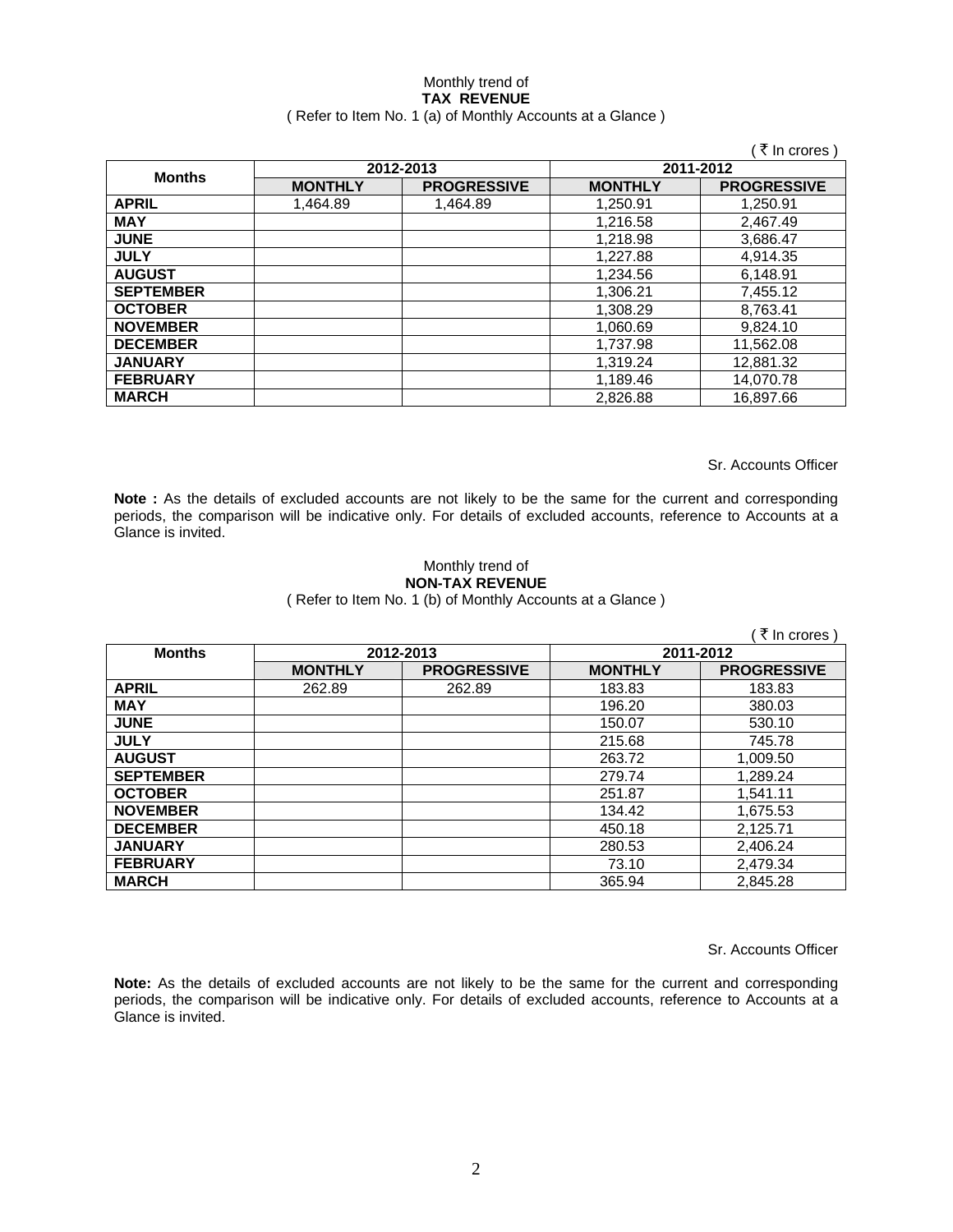Monthly trend of
**TAX REVENUE**
( Refer to Item No. 1 (a) of Monthly Accounts at a Glance )

( ₹ In crores )

| Months | 2012-2013 | | 2011-2012 | |
|---|---|---|---|---|
| | MONTHLY | PROGRESSIVE | MONTHLY | PROGRESSIVE |
| APRIL | 1,464.89 | 1,464.89 | 1,250.91 | 1,250.91 |
| MAY | | | 1,216.58 | 2,467.49 |
| JUNE | | | 1,218.98 | 3,686.47 |
| JULY | | | 1,227.88 | 4,914.35 |
| AUGUST | | | 1,234.56 | 6,148.91 |
| SEPTEMBER | | | 1,306.21 | 7,455.12 |
| OCTOBER | | | 1,308.29 | 8,763.41 |
| NOVEMBER | | | 1,060.69 | 9,824.10 |
| DECEMBER | | | 1,737.98 | 11,562.08 |
| JANUARY | | | 1,319.24 | 12,881.32 |
| FEBRUARY | | | 1,189.46 | 14,070.78 |
| MARCH | | | 2,826.88 | 16,897.66 |

Sr. Accounts Officer

**Note :** As the details of excluded accounts are not likely to be the same for the current and corresponding periods, the comparison will be indicative only. For details of excluded accounts, reference to Accounts at a Glance is invited.

Monthly trend of
**NON-TAX REVENUE**
( Refer to Item No. 1 (b) of Monthly Accounts at a Glance )

( ₹ In crores )

| Months | 2012-2013 | | 2011-2012 | |
|---|---|---|---|---|
| | MONTHLY | PROGRESSIVE | MONTHLY | PROGRESSIVE |
| APRIL | 262.89 | 262.89 | 183.83 | 183.83 |
| MAY | | | 196.20 | 380.03 |
| JUNE | | | 150.07 | 530.10 |
| JULY | | | 215.68 | 745.78 |
| AUGUST | | | 263.72 | 1,009.50 |
| SEPTEMBER | | | 279.74 | 1,289.24 |
| OCTOBER | | | 251.87 | 1,541.11 |
| NOVEMBER | | | 134.42 | 1,675.53 |
| DECEMBER | | | 450.18 | 2,125.71 |
| JANUARY | | | 280.53 | 2,406.24 |
| FEBRUARY | | | 73.10 | 2,479.34 |
| MARCH | | | 365.94 | 2,845.28 |

Sr. Accounts Officer

**Note:** As the details of excluded accounts are not likely to be the same for the current and corresponding periods, the comparison will be indicative only. For details of excluded accounts, reference to Accounts at a Glance is invited.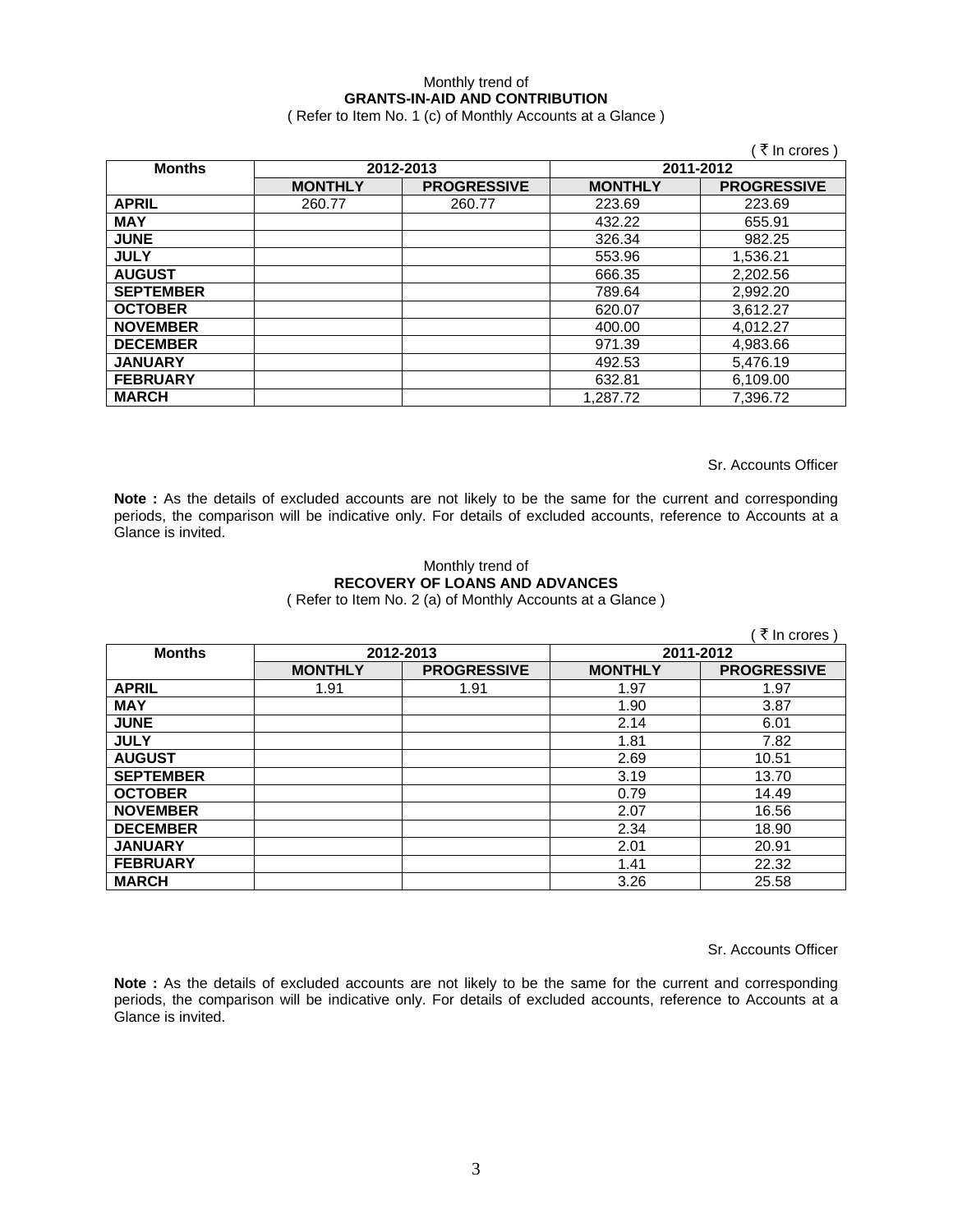Monthly trend of

**GRANTS-IN-AID AND CONTRIBUTION**

( Refer to Item No. 1 (c) of Monthly Accounts at a Glance )

( ₹ In crores )

| Months | 2012-2013 | | 2011-2012 | |
|---|---|---|---|---|
| | **MONTHLY** | **PROGRESSIVE** | **MONTHLY** | **PROGRESSIVE** |
| **APRIL** | 260.77 | 260.77 | 223.69 | 223.69 |
| **MAY** | | | 432.22 | 655.91 |
| **JUNE** | | | 326.34 | 982.25 |
| **JULY** | | | 553.96 | 1,536.21 |
| **AUGUST** | | | 666.35 | 2,202.56 |
| **SEPTEMBER** | | | 789.64 | 2,992.20 |
| **OCTOBER** | | | 620.07 | 3,612.27 |
| **NOVEMBER** | | | 400.00 | 4,012.27 |
| **DECEMBER** | | | 971.39 | 4,983.66 |
| **JANUARY** | | | 492.53 | 5,476.19 |
| **FEBRUARY** | | | 632.81 | 6,109.00 |
| **MARCH** | | | 1,287.72 | 7,396.72 |

Sr. Accounts Officer

**Note :** As the details of excluded accounts are not likely to be the same for the current and corresponding periods, the comparison will be indicative only. For details of excluded accounts, reference to Accounts at a Glance is invited.

Monthly trend of

**RECOVERY OF LOANS AND ADVANCES**

( Refer to Item No. 2 (a) of Monthly Accounts at a Glance )

( ₹ In crores )

| Months | 2012-2013 | | 2011-2012 | |
|---|---|---|---|---|
| | **MONTHLY** | **PROGRESSIVE** | **MONTHLY** | **PROGRESSIVE** |
| **APRIL** | 1.91 | 1.91 | 1.97 | 1.97 |
| **MAY** | | | 1.90 | 3.87 |
| **JUNE** | | | 2.14 | 6.01 |
| **JULY** | | | 1.81 | 7.82 |
| **AUGUST** | | | 2.69 | 10.51 |
| **SEPTEMBER** | | | 3.19 | 13.70 |
| **OCTOBER** | | | 0.79 | 14.49 |
| **NOVEMBER** | | | 2.07 | 16.56 |
| **DECEMBER** | | | 2.34 | 18.90 |
| **JANUARY** | | | 2.01 | 20.91 |
| **FEBRUARY** | | | 1.41 | 22.32 |
| **MARCH** | | | 3.26 | 25.58 |

Sr. Accounts Officer

**Note :** As the details of excluded accounts are not likely to be the same for the current and corresponding periods, the comparison will be indicative only. For details of excluded accounts, reference to Accounts at a Glance is invited.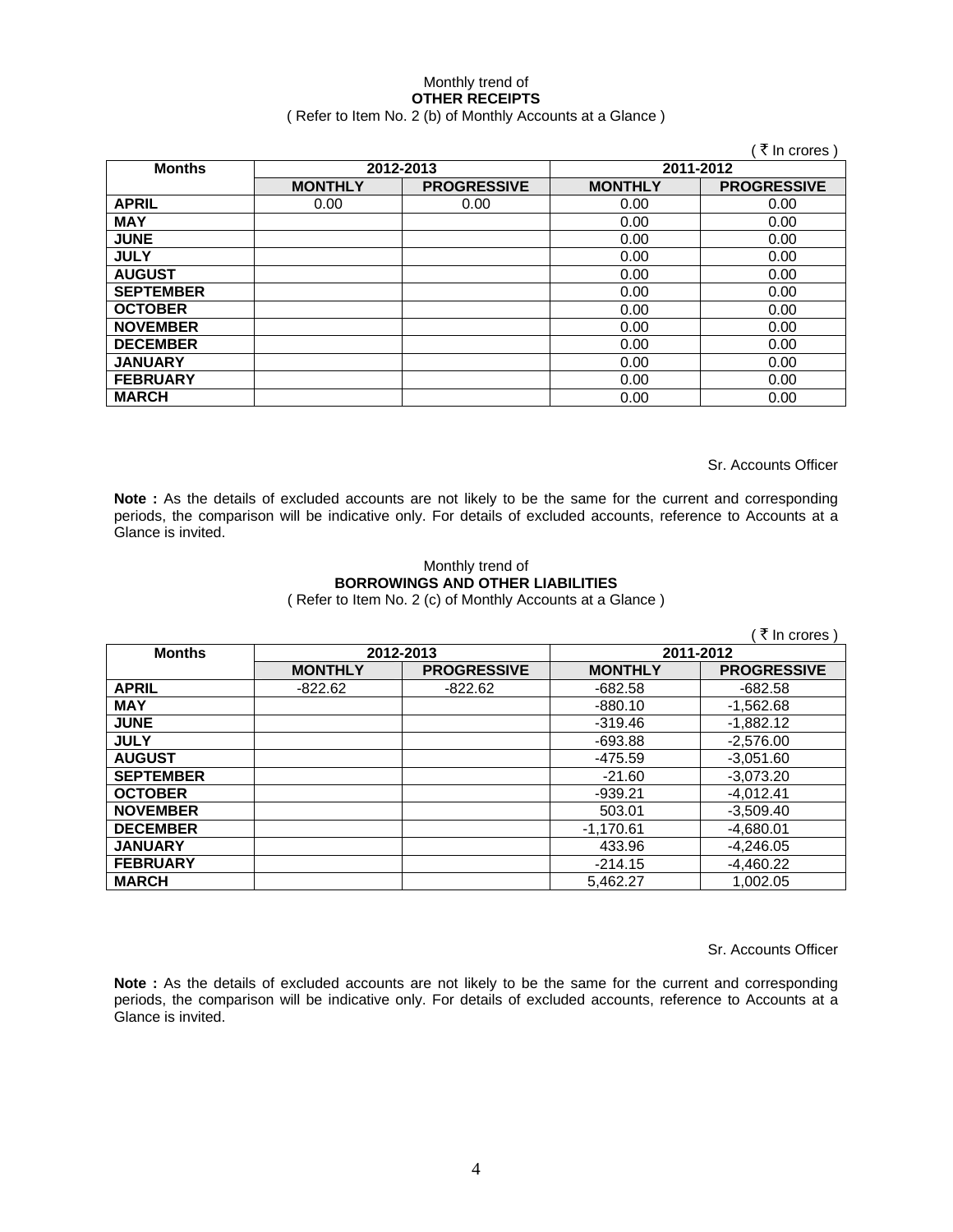Monthly trend of

**OTHER RECEIPTS**

( Refer to Item No. 2 (b) of Monthly Accounts at a Glance )

( ₹ In crores )

| Months | 2012-2013 | | 2011-2012 | |
|---|---|---|---|---|
| | MONTHLY | PROGRESSIVE | MONTHLY | PROGRESSIVE |
| APRIL | 0.00 | 0.00 | 0.00 | 0.00 |
| MAY | | | 0.00 | 0.00 |
| JUNE | | | 0.00 | 0.00 |
| JULY | | | 0.00 | 0.00 |
| AUGUST | | | 0.00 | 0.00 |
| SEPTEMBER | | | 0.00 | 0.00 |
| OCTOBER | | | 0.00 | 0.00 |
| NOVEMBER | | | 0.00 | 0.00 |
| DECEMBER | | | 0.00 | 0.00 |
| JANUARY | | | 0.00 | 0.00 |
| FEBRUARY | | | 0.00 | 0.00 |
| MARCH | | | 0.00 | 0.00 |

Sr. Accounts Officer

**Note :** As the details of excluded accounts are not likely to be the same for the current and corresponding periods, the comparison will be indicative only. For details of excluded accounts, reference to Accounts at a Glance is invited.

Monthly trend of

**BORROWINGS AND OTHER LIABILITIES**

( Refer to Item No. 2 (c) of Monthly Accounts at a Glance )

( ₹ In crores )

| Months | 2012-2013 | | 2011-2012 | |
|---|---|---|---|---|
| | MONTHLY | PROGRESSIVE | MONTHLY | PROGRESSIVE |
| APRIL | -822.62 | -822.62 | -682.58 | -682.58 |
| MAY | | | -880.10 | -1,562.68 |
| JUNE | | | -319.46 | -1,882.12 |
| JULY | | | -693.88 | -2,576.00 |
| AUGUST | | | -475.59 | -3,051.60 |
| SEPTEMBER | | | -21.60 | -3,073.20 |
| OCTOBER | | | -939.21 | -4,012.41 |
| NOVEMBER | | | 503.01 | -3,509.40 |
| DECEMBER | | | -1,170.61 | -4,680.01 |
| JANUARY | | | 433.96 | -4,246.05 |
| FEBRUARY | | | -214.15 | -4,460.22 |
| MARCH | | | 5,462.27 | 1,002.05 |

Sr. Accounts Officer

**Note :** As the details of excluded accounts are not likely to be the same for the current and corresponding periods, the comparison will be indicative only. For details of excluded accounts, reference to Accounts at a Glance is invited.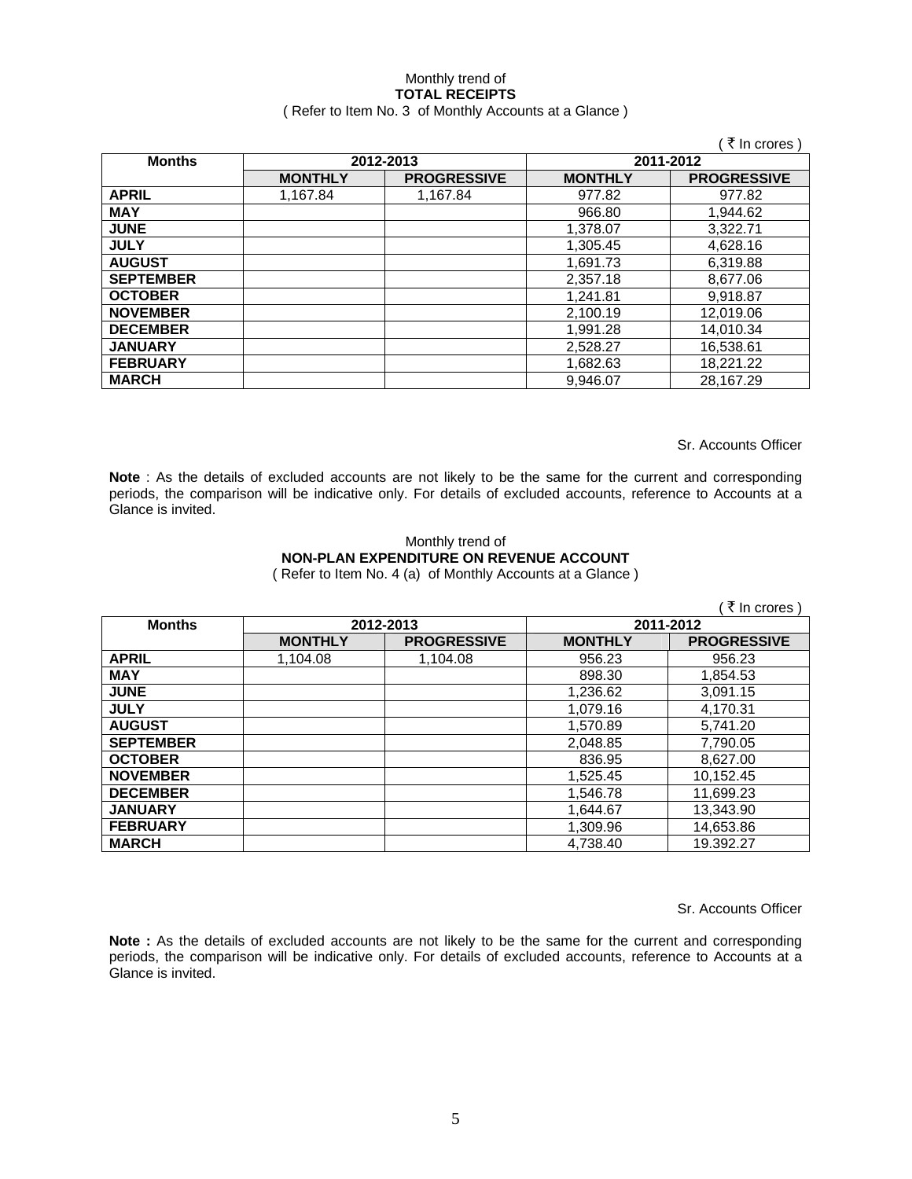Monthly trend of
**TOTAL RECEIPTS**
( Refer to Item No. 3 of Monthly Accounts at a Glance )

( ₹ In crores )

| Months | 2012-2013 | | 2011-2012 | |
|---|---|---|---|---|
| | **MONTHLY** | **PROGRESSIVE** | **MONTHLY** | **PROGRESSIVE** |
| **APRIL** | 1,167.84 | 1,167.84 | 977.82 | 977.82 |
| **MAY** | | | 966.80 | 1,944.62 |
| **JUNE** | | | 1,378.07 | 3,322.71 |
| **JULY** | | | 1,305.45 | 4,628.16 |
| **AUGUST** | | | 1,691.73 | 6,319.88 |
| **SEPTEMBER** | | | 2,357.18 | 8,677.06 |
| **OCTOBER** | | | 1,241.81 | 9,918.87 |
| **NOVEMBER** | | | 2,100.19 | 12,019.06 |
| **DECEMBER** | | | 1,991.28 | 14,010.34 |
| **JANUARY** | | | 2,528.27 | 16,538.61 |
| **FEBRUARY** | | | 1,682.63 | 18,221.22 |
| **MARCH** | | | 9,946.07 | 28,167.29 |

Sr. Accounts Officer

**Note** : As the details of excluded accounts are not likely to be the same for the current and corresponding periods, the comparison will be indicative only. For details of excluded accounts, reference to Accounts at a Glance is invited.

Monthly trend of
**NON-PLAN EXPENDITURE ON REVENUE ACCOUNT**
( Refer to Item No. 4 (a) of Monthly Accounts at a Glance )

( ₹ In crores )

| Months | 2012-2013 | | 2011-2012 | |
|---|---|---|---|---|
| | **MONTHLY** | **PROGRESSIVE** | **MONTHLY** | **PROGRESSIVE** |
| **APRIL** | 1,104.08 | 1,104.08 | 956.23 | 956.23 |
| **MAY** | | | 898.30 | 1,854.53 |
| **JUNE** | | | 1,236.62 | 3,091.15 |
| **JULY** | | | 1,079.16 | 4,170.31 |
| **AUGUST** | | | 1,570.89 | 5,741.20 |
| **SEPTEMBER** | | | 2,048.85 | 7,790.05 |
| **OCTOBER** | | | 836.95 | 8,627.00 |
| **NOVEMBER** | | | 1,525.45 | 10,152.45 |
| **DECEMBER** | | | 1,546.78 | 11,699.23 |
| **JANUARY** | | | 1,644.67 | 13,343.90 |
| **FEBRUARY** | | | 1,309.96 | 14,653.86 |
| **MARCH** | | | 4,738.40 | 19.392.27 |

Sr. Accounts Officer

**Note :** As the details of excluded accounts are not likely to be the same for the current and corresponding periods, the comparison will be indicative only. For details of excluded accounts, reference to Accounts at a Glance is invited.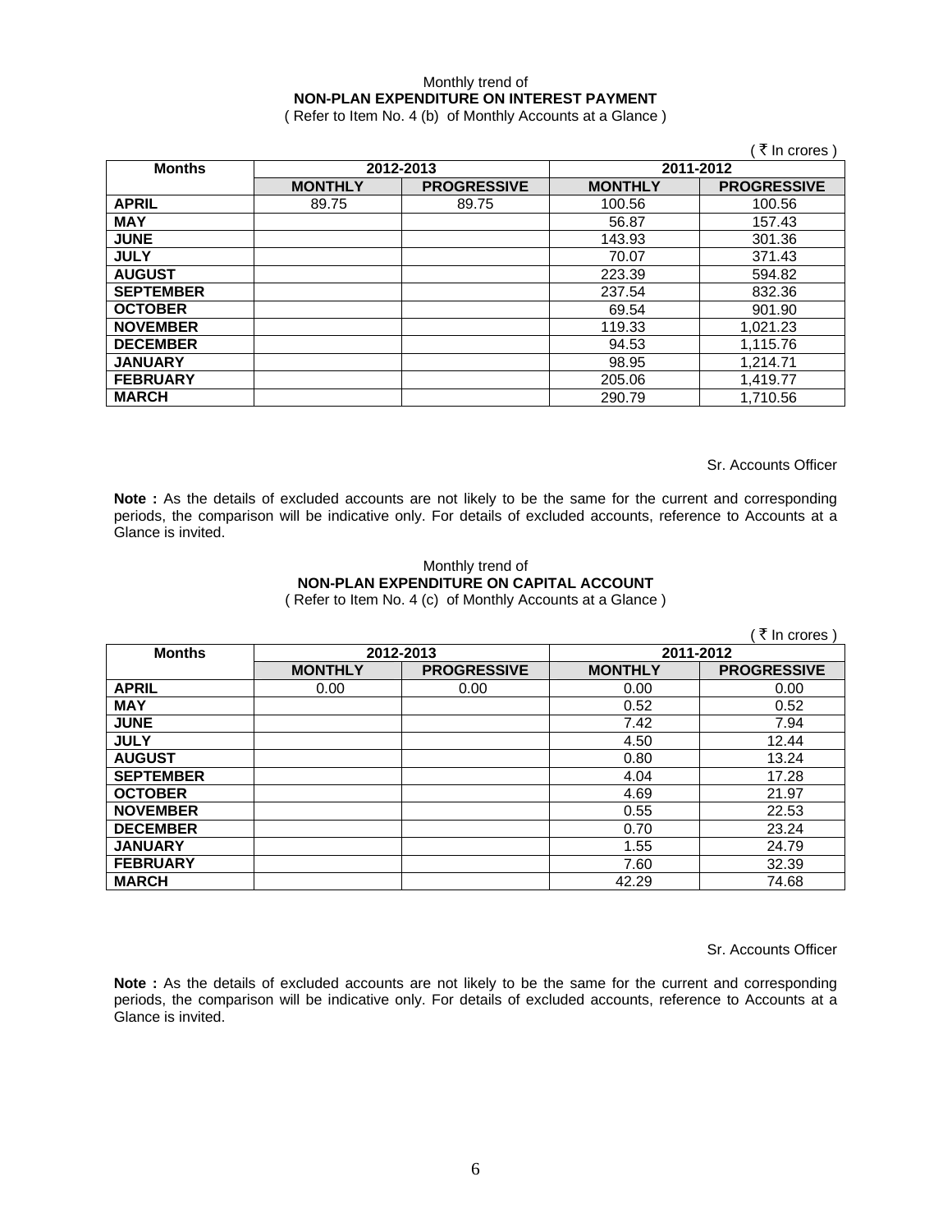Monthly trend of

**NON-PLAN EXPENDITURE ON INTEREST PAYMENT**

( Refer to Item No. 4 (b) of Monthly Accounts at a Glance )

( ₹ In crores )

| Months | 2012-2013 | | 2011-2012 | |
|---|---|---|---|---|
| | MONTHLY | PROGRESSIVE | MONTHLY | PROGRESSIVE |
| **APRIL** | 89.75 | 89.75 | 100.56 | 100.56 |
| **MAY** | | | 56.87 | 157.43 |
| **JUNE** | | | 143.93 | 301.36 |
| **JULY** | | | 70.07 | 371.43 |
| **AUGUST** | | | 223.39 | 594.82 |
| **SEPTEMBER** | | | 237.54 | 832.36 |
| **OCTOBER** | | | 69.54 | 901.90 |
| **NOVEMBER** | | | 119.33 | 1,021.23 |
| **DECEMBER** | | | 94.53 | 1,115.76 |
| **JANUARY** | | | 98.95 | 1,214.71 |
| **FEBRUARY** | | | 205.06 | 1,419.77 |
| **MARCH** | | | 290.79 | 1,710.56 |

Sr. Accounts Officer

**Note :** As the details of excluded accounts are not likely to be the same for the current and corresponding periods, the comparison will be indicative only. For details of excluded accounts, reference to Accounts at a Glance is invited.

Monthly trend of

**NON-PLAN EXPENDITURE ON CAPITAL ACCOUNT**

( Refer to Item No. 4 (c) of Monthly Accounts at a Glance )

( ₹ In crores )

| Months | 2012-2013 | | 2011-2012 | |
|---|---|---|---|---|
| | MONTHLY | PROGRESSIVE | MONTHLY | PROGRESSIVE |
| **APRIL** | 0.00 | 0.00 | 0.00 | 0.00 |
| **MAY** | | | 0.52 | 0.52 |
| **JUNE** | | | 7.42 | 7.94 |
| **JULY** | | | 4.50 | 12.44 |
| **AUGUST** | | | 0.80 | 13.24 |
| **SEPTEMBER** | | | 4.04 | 17.28 |
| **OCTOBER** | | | 4.69 | 21.97 |
| **NOVEMBER** | | | 0.55 | 22.53 |
| **DECEMBER** | | | 0.70 | 23.24 |
| **JANUARY** | | | 1.55 | 24.79 |
| **FEBRUARY** | | | 7.60 | 32.39 |
| **MARCH** | | | 42.29 | 74.68 |

Sr. Accounts Officer

**Note :** As the details of excluded accounts are not likely to be the same for the current and corresponding periods, the comparison will be indicative only. For details of excluded accounts, reference to Accounts at a Glance is invited.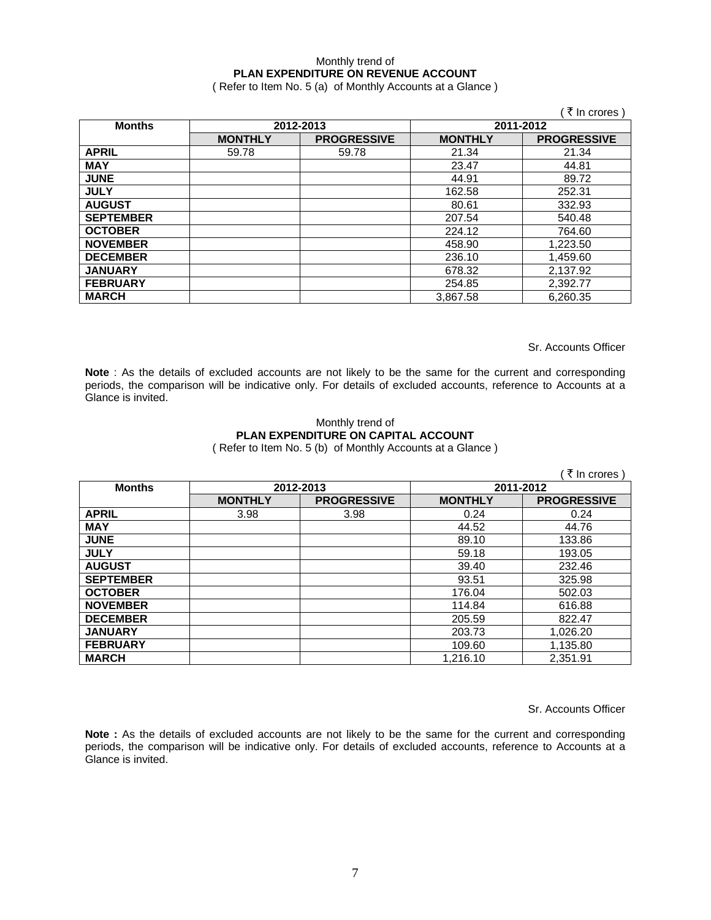Monthly trend of
**PLAN EXPENDITURE ON REVENUE ACCOUNT**
( Refer to Item No. 5 (a) of Monthly Accounts at a Glance )

( ₹ In crores )

| Months | 2012-2013 | | 2011-2012 | |
|---|---|---|---|---|
| | MONTHLY | PROGRESSIVE | MONTHLY | PROGRESSIVE |
| APRIL | 59.78 | 59.78 | 21.34 | 21.34 |
| MAY | | | 23.47 | 44.81 |
| JUNE | | | 44.91 | 89.72 |
| JULY | | | 162.58 | 252.31 |
| AUGUST | | | 80.61 | 332.93 |
| SEPTEMBER | | | 207.54 | 540.48 |
| OCTOBER | | | 224.12 | 764.60 |
| NOVEMBER | | | 458.90 | 1,223.50 |
| DECEMBER | | | 236.10 | 1,459.60 |
| JANUARY | | | 678.32 | 2,137.92 |
| FEBRUARY | | | 254.85 | 2,392.77 |
| MARCH | | | 3,867.58 | 6,260.35 |

Sr. Accounts Officer

**Note** : As the details of excluded accounts are not likely to be the same for the current and corresponding periods, the comparison will be indicative only. For details of excluded accounts, reference to Accounts at a Glance is invited.

Monthly trend of
**PLAN EXPENDITURE ON CAPITAL ACCOUNT**
( Refer to Item No. 5 (b) of Monthly Accounts at a Glance )

( ₹ In crores )

| Months | 2012-2013 | | 2011-2012 | |
|---|---|---|---|---|
| | MONTHLY | PROGRESSIVE | MONTHLY | PROGRESSIVE |
| APRIL | 3.98 | 3.98 | 0.24 | 0.24 |
| MAY | | | 44.52 | 44.76 |
| JUNE | | | 89.10 | 133.86 |
| JULY | | | 59.18 | 193.05 |
| AUGUST | | | 39.40 | 232.46 |
| SEPTEMBER | | | 93.51 | 325.98 |
| OCTOBER | | | 176.04 | 502.03 |
| NOVEMBER | | | 114.84 | 616.88 |
| DECEMBER | | | 205.59 | 822.47 |
| JANUARY | | | 203.73 | 1,026.20 |
| FEBRUARY | | | 109.60 | 1,135.80 |
| MARCH | | | 1,216.10 | 2,351.91 |

Sr. Accounts Officer

**Note :** As the details of excluded accounts are not likely to be the same for the current and corresponding periods, the comparison will be indicative only. For details of excluded accounts, reference to Accounts at a Glance is invited.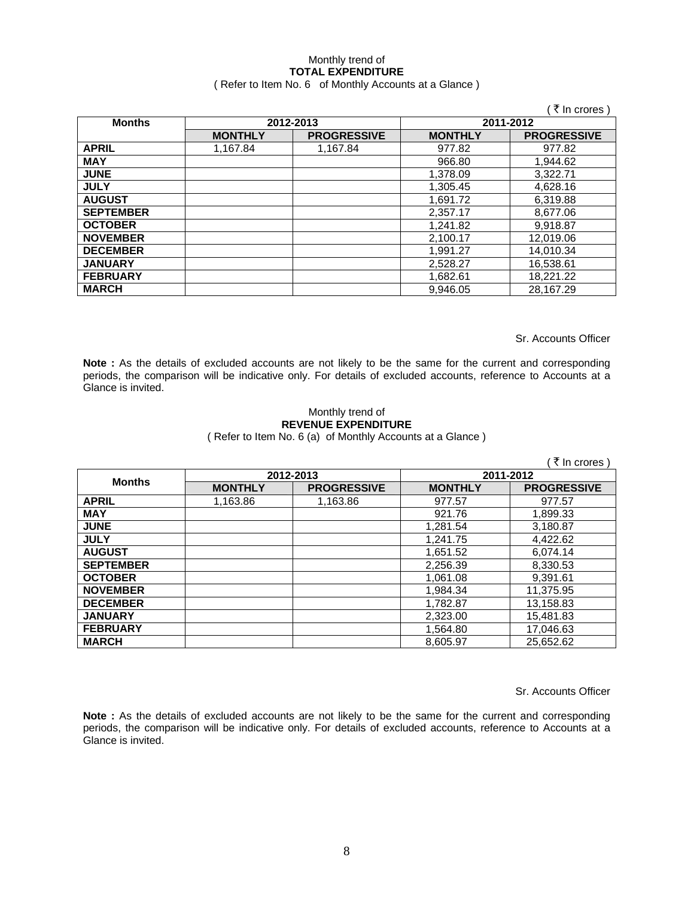Monthly trend of
**TOTAL EXPENDITURE**
( Refer to Item No. 6 of Monthly Accounts at a Glance )

( ₹ In crores )

| Months | 2012-2013 | | 2011-2012 | |
|---|---|---|---|---|
| | MONTHLY | PROGRESSIVE | MONTHLY | PROGRESSIVE |
| APRIL | 1,167.84 | 1,167.84 | 977.82 | 977.82 |
| MAY | | | 966.80 | 1,944.62 |
| JUNE | | | 1,378.09 | 3,322.71 |
| JULY | | | 1,305.45 | 4,628.16 |
| AUGUST | | | 1,691.72 | 6,319.88 |
| SEPTEMBER | | | 2,357.17 | 8,677.06 |
| OCTOBER | | | 1,241.82 | 9,918.87 |
| NOVEMBER | | | 2,100.17 | 12,019.06 |
| DECEMBER | | | 1,991.27 | 14,010.34 |
| JANUARY | | | 2,528.27 | 16,538.61 |
| FEBRUARY | | | 1,682.61 | 18,221.22 |
| MARCH | | | 9,946.05 | 28,167.29 |

Sr. Accounts Officer

**Note :** As the details of excluded accounts are not likely to be the same for the current and corresponding periods, the comparison will be indicative only. For details of excluded accounts, reference to Accounts at a Glance is invited.

Monthly trend of
**REVENUE EXPENDITURE**
( Refer to Item No. 6 (a) of Monthly Accounts at a Glance )

( ₹ In crores )

| Months | 2012-2013 | | 2011-2012 | |
|---|---|---|---|---|
| | MONTHLY | PROGRESSIVE | MONTHLY | PROGRESSIVE |
| APRIL | 1,163.86 | 1,163.86 | 977.57 | 977.57 |
| MAY | | | 921.76 | 1,899.33 |
| JUNE | | | 1,281.54 | 3,180.87 |
| JULY | | | 1,241.75 | 4,422.62 |
| AUGUST | | | 1,651.52 | 6,074.14 |
| SEPTEMBER | | | 2,256.39 | 8,330.53 |
| OCTOBER | | | 1,061.08 | 9,391.61 |
| NOVEMBER | | | 1,984.34 | 11,375.95 |
| DECEMBER | | | 1,782.87 | 13,158.83 |
| JANUARY | | | 2,323.00 | 15,481.83 |
| FEBRUARY | | | 1,564.80 | 17,046.63 |
| MARCH | | | 8,605.97 | 25,652.62 |

Sr. Accounts Officer

**Note :** As the details of excluded accounts are not likely to be the same for the current and corresponding periods, the comparison will be indicative only. For details of excluded accounts, reference to Accounts at a Glance is invited.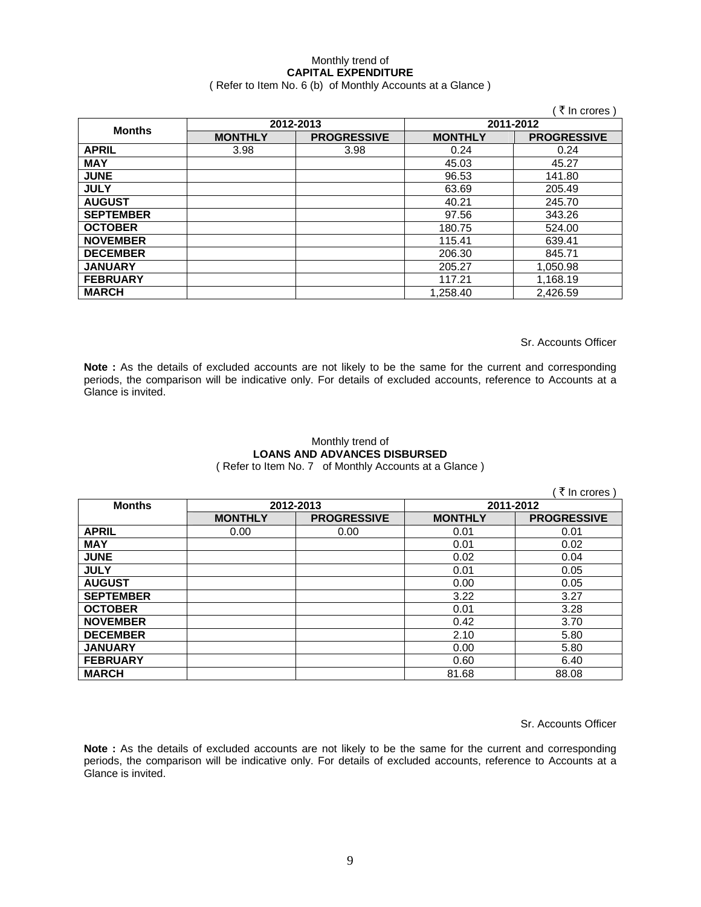Monthly trend of

**CAPITAL EXPENDITURE**

( Refer to Item No. 6 (b) of Monthly Accounts at a Glance )

( ₹ In crores )

| Months | 2012-2013 | | 2011-2012 | |
|---|---|---|---|---|
| | MONTHLY | PROGRESSIVE | MONTHLY | PROGRESSIVE |
| APRIL | 3.98 | 3.98 | 0.24 | 0.24 |
| MAY | | | 45.03 | 45.27 |
| JUNE | | | 96.53 | 141.80 |
| JULY | | | 63.69 | 205.49 |
| AUGUST | | | 40.21 | 245.70 |
| SEPTEMBER | | | 97.56 | 343.26 |
| OCTOBER | | | 180.75 | 524.00 |
| NOVEMBER | | | 115.41 | 639.41 |
| DECEMBER | | | 206.30 | 845.71 |
| JANUARY | | | 205.27 | 1,050.98 |
| FEBRUARY | | | 117.21 | 1,168.19 |
| MARCH | | | 1,258.40 | 2,426.59 |

Sr. Accounts Officer

**Note :** As the details of excluded accounts are not likely to be the same for the current and corresponding periods, the comparison will be indicative only. For details of excluded accounts, reference to Accounts at a Glance is invited.

Monthly trend of

**LOANS AND ADVANCES DISBURSED**

( Refer to Item No. 7 of Monthly Accounts at a Glance )

( ₹ In crores )

| Months | 2012-2013 | | 2011-2012 | |
|---|---|---|---|---|
| | MONTHLY | PROGRESSIVE | MONTHLY | PROGRESSIVE |
| APRIL | 0.00 | 0.00 | 0.01 | 0.01 |
| MAY | | | 0.01 | 0.02 |
| JUNE | | | 0.02 | 0.04 |
| JULY | | | 0.01 | 0.05 |
| AUGUST | | | 0.00 | 0.05 |
| SEPTEMBER | | | 3.22 | 3.27 |
| OCTOBER | | | 0.01 | 3.28 |
| NOVEMBER | | | 0.42 | 3.70 |
| DECEMBER | | | 2.10 | 5.80 |
| JANUARY | | | 0.00 | 5.80 |
| FEBRUARY | | | 0.60 | 6.40 |
| MARCH | | | 81.68 | 88.08 |

Sr. Accounts Officer

**Note :** As the details of excluded accounts are not likely to be the same for the current and corresponding periods, the comparison will be indicative only. For details of excluded accounts, reference to Accounts at a Glance is invited.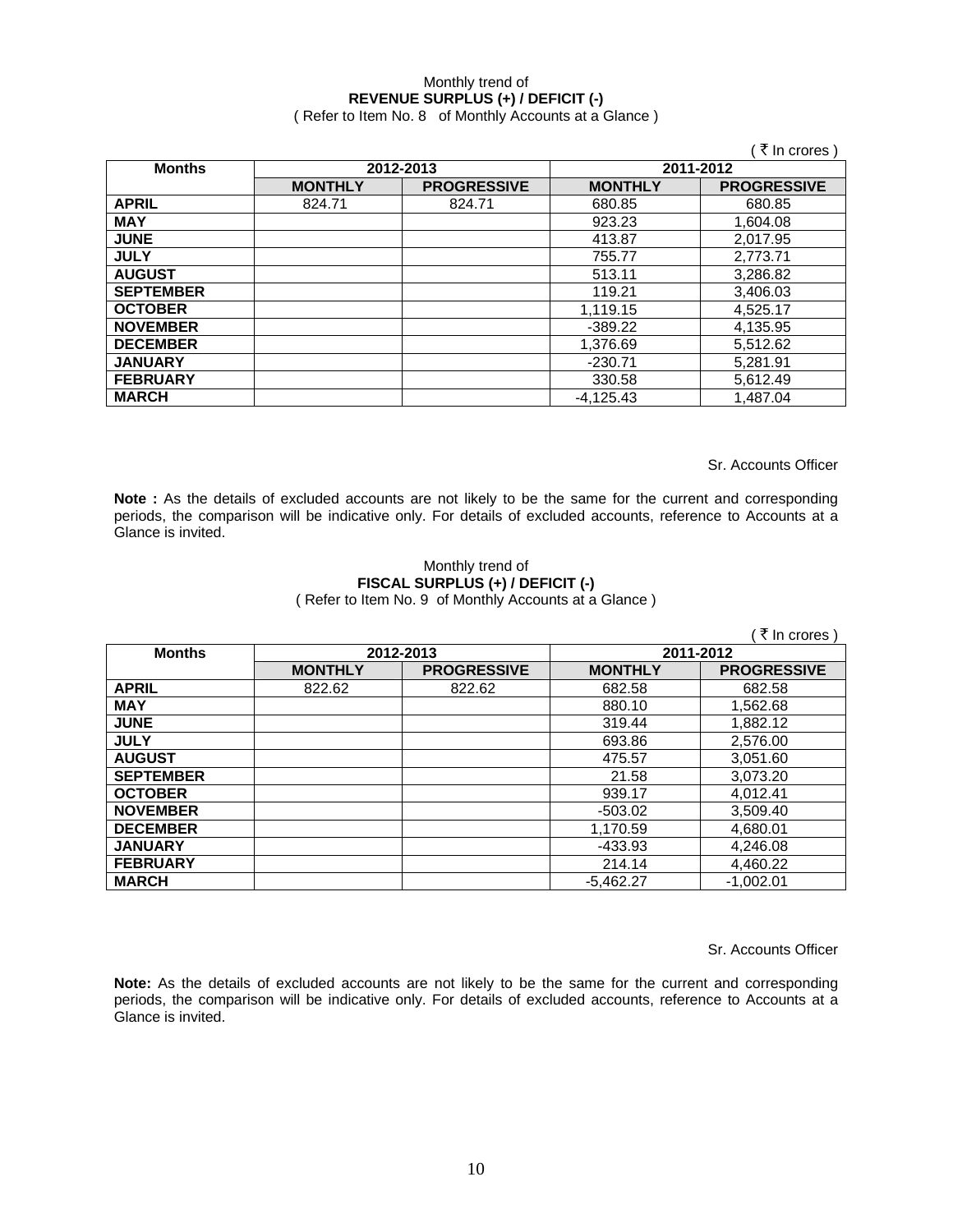Monthly trend of

**REVENUE SURPLUS (+) / DEFICIT (-)**

( Refer to Item No. 8 of Monthly Accounts at a Glance )

( ₹ In crores )

| Months | 2012-2013 | | 2011-2012 | |
|---|---|---|---|---|
| | **MONTHLY** | **PROGRESSIVE** | **MONTHLY** | **PROGRESSIVE** |
| **APRIL** | 824.71 | 824.71 | 680.85 | 680.85 |
| **MAY** | | | 923.23 | 1,604.08 |
| **JUNE** | | | 413.87 | 2,017.95 |
| **JULY** | | | 755.77 | 2,773.71 |
| **AUGUST** | | | 513.11 | 3,286.82 |
| **SEPTEMBER** | | | 119.21 | 3,406.03 |
| **OCTOBER** | | | 1,119.15 | 4,525.17 |
| **NOVEMBER** | | | -389.22 | 4,135.95 |
| **DECEMBER** | | | 1,376.69 | 5,512.62 |
| **JANUARY** | | | -230.71 | 5,281.91 |
| **FEBRUARY** | | | 330.58 | 5,612.49 |
| **MARCH** | | | -4,125.43 | 1,487.04 |

Sr. Accounts Officer

**Note :** As the details of excluded accounts are not likely to be the same for the current and corresponding periods, the comparison will be indicative only. For details of excluded accounts, reference to Accounts at a Glance is invited.

Monthly trend of

**FISCAL SURPLUS (+) / DEFICIT (-)**

( Refer to Item No. 9 of Monthly Accounts at a Glance )

( ₹ In crores )

| Months | 2012-2013 | | 2011-2012 | |
|---|---|---|---|---|
| | **MONTHLY** | **PROGRESSIVE** | **MONTHLY** | **PROGRESSIVE** |
| **APRIL** | 822.62 | 822.62 | 682.58 | 682.58 |
| **MAY** | | | 880.10 | 1,562.68 |
| **JUNE** | | | 319.44 | 1,882.12 |
| **JULY** | | | 693.86 | 2,576.00 |
| **AUGUST** | | | 475.57 | 3,051.60 |
| **SEPTEMBER** | | | 21.58 | 3,073.20 |
| **OCTOBER** | | | 939.17 | 4,012.41 |
| **NOVEMBER** | | | -503.02 | 3,509.40 |
| **DECEMBER** | | | 1,170.59 | 4,680.01 |
| **JANUARY** | | | -433.93 | 4,246.08 |
| **FEBRUARY** | | | 214.14 | 4,460.22 |
| **MARCH** | | | -5,462.27 | -1,002.01 |

Sr. Accounts Officer

**Note:** As the details of excluded accounts are not likely to be the same for the current and corresponding periods, the comparison will be indicative only. For details of excluded accounts, reference to Accounts at a Glance is invited.